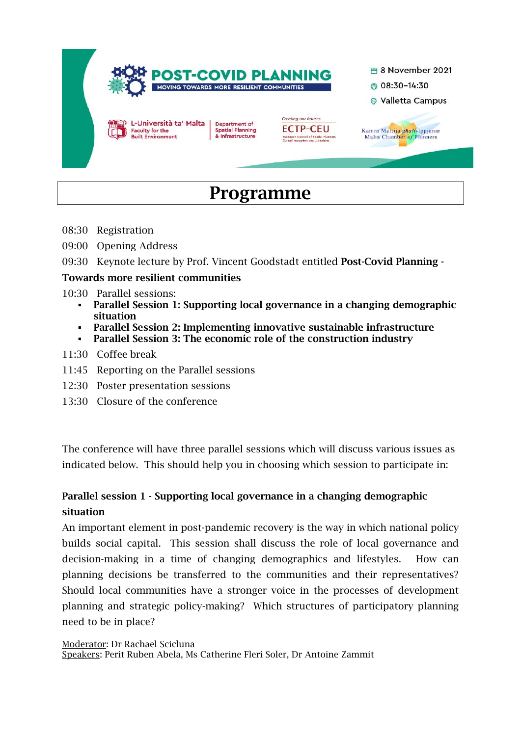# POST-COVID PLANNING

MOVING TOWARDS MORE RESILIENT COMMUNITIES

8 November 2021

08:30–14:30

Valletta Campus

L-Università ta' Malta Faculty for the Built Environment | Department of Spatial Planning & Infrastructure | Creating our futures ECTP-CEU European Council of Spatial Planners Conseil européen des urbanistes | Kamra Maltija għall-Ippjanar Malta Chamber of Planners

# Programme

08:30 Registration

09:00 Opening Address

09:30 Keynote lecture by Prof. Vincent Goodstadt entitled **Post-Covid Planning - Towards more resilient communities**

10:30 Parallel sessions:

- **Parallel Session 1: Supporting local governance in a changing demographic situation**
- **Parallel Session 2: Implementing innovative sustainable infrastructure**
- **Parallel Session 3: The economic role of the construction industry**

11:30 Coffee break

11:45 Reporting on the Parallel sessions

12:30 Poster presentation sessions

13:30 Closure of the conference

The conference will have three parallel sessions which will discuss various issues as indicated below. This should help you in choosing which session to participate in:

**Parallel session 1 - Supporting local governance in a changing demographic situation**

An important element in post-pandemic recovery is the way in which national policy builds social capital. This session shall discuss the role of local governance and decision-making in a time of changing demographics and lifestyles. How can planning decisions be transferred to the communities and their representatives? Should local communities have a stronger voice in the processes of development planning and strategic policy-making? Which structures of participatory planning need to be in place?

Moderator: Dr Rachael Scicluna
Speakers: Perit Ruben Abela, Ms Catherine Fleri Soler, Dr Antoine Zammit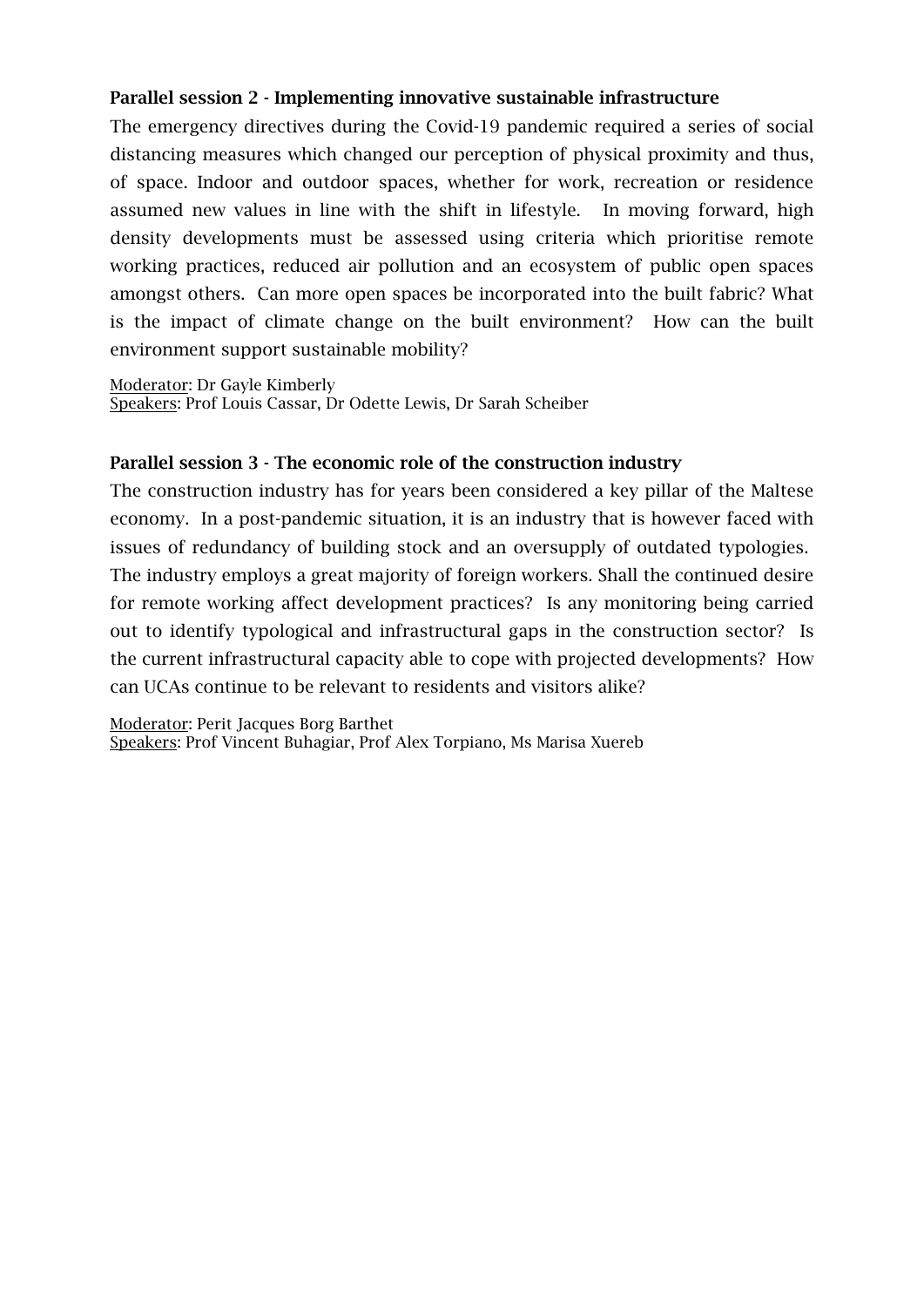**Parallel session 2 - Implementing innovative sustainable infrastructure**

The emergency directives during the Covid-19 pandemic required a series of social distancing measures which changed our perception of physical proximity and thus, of space. Indoor and outdoor spaces, whether for work, recreation or residence assumed new values in line with the shift in lifestyle. In moving forward, high density developments must be assessed using criteria which prioritise remote working practices, reduced air pollution and an ecosystem of public open spaces amongst others. Can more open spaces be incorporated into the built fabric? What is the impact of climate change on the built environment? How can the built environment support sustainable mobility?

Moderator: Dr Gayle Kimberly
Speakers: Prof Louis Cassar, Dr Odette Lewis, Dr Sarah Scheiber

**Parallel session 3 - The economic role of the construction industry**

The construction industry has for years been considered a key pillar of the Maltese economy. In a post-pandemic situation, it is an industry that is however faced with issues of redundancy of building stock and an oversupply of outdated typologies. The industry employs a great majority of foreign workers. Shall the continued desire for remote working affect development practices? Is any monitoring being carried out to identify typological and infrastructural gaps in the construction sector? Is the current infrastructural capacity able to cope with projected developments? How can UCAs continue to be relevant to residents and visitors alike?

Moderator: Perit Jacques Borg Barthet
Speakers: Prof Vincent Buhagiar, Prof Alex Torpiano, Ms Marisa Xuereb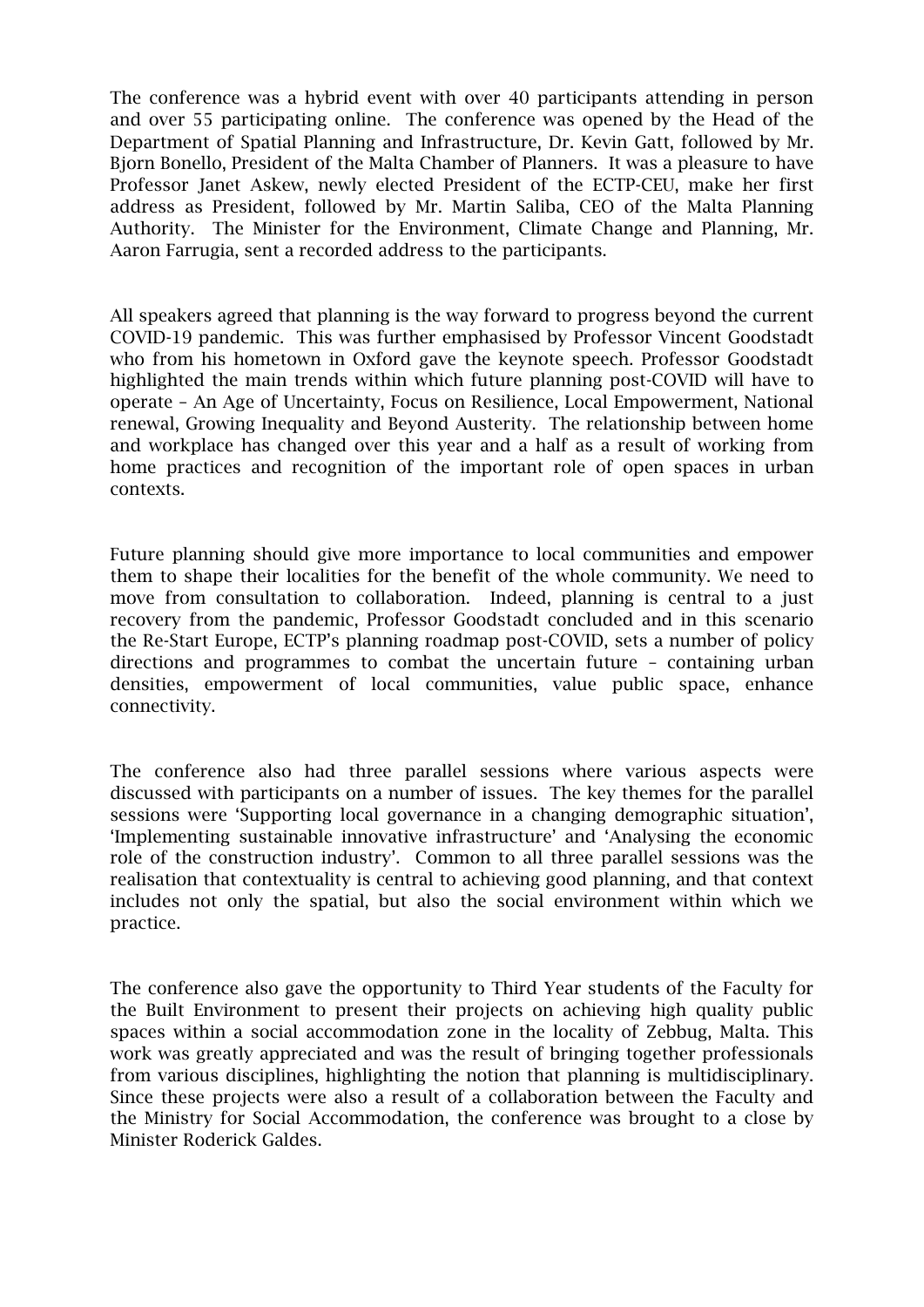The conference was a hybrid event with over 40 participants attending in person and over 55 participating online. The conference was opened by the Head of the Department of Spatial Planning and Infrastructure, Dr. Kevin Gatt, followed by Mr. Bjorn Bonello, President of the Malta Chamber of Planners. It was a pleasure to have Professor Janet Askew, newly elected President of the ECTP-CEU, make her first address as President, followed by Mr. Martin Saliba, CEO of the Malta Planning Authority. The Minister for the Environment, Climate Change and Planning, Mr. Aaron Farrugia, sent a recorded address to the participants.

All speakers agreed that planning is the way forward to progress beyond the current COVID-19 pandemic. This was further emphasised by Professor Vincent Goodstadt who from his hometown in Oxford gave the keynote speech. Professor Goodstadt highlighted the main trends within which future planning post-COVID will have to operate – An Age of Uncertainty, Focus on Resilience, Local Empowerment, National renewal, Growing Inequality and Beyond Austerity. The relationship between home and workplace has changed over this year and a half as a result of working from home practices and recognition of the important role of open spaces in urban contexts.

Future planning should give more importance to local communities and empower them to shape their localities for the benefit of the whole community. We need to move from consultation to collaboration. Indeed, planning is central to a just recovery from the pandemic, Professor Goodstadt concluded and in this scenario the Re-Start Europe, ECTP's planning roadmap post-COVID, sets a number of policy directions and programmes to combat the uncertain future – containing urban densities, empowerment of local communities, value public space, enhance connectivity.

The conference also had three parallel sessions where various aspects were discussed with participants on a number of issues. The key themes for the parallel sessions were 'Supporting local governance in a changing demographic situation', 'Implementing sustainable innovative infrastructure' and 'Analysing the economic role of the construction industry'. Common to all three parallel sessions was the realisation that contextuality is central to achieving good planning, and that context includes not only the spatial, but also the social environment within which we practice.

The conference also gave the opportunity to Third Year students of the Faculty for the Built Environment to present their projects on achieving high quality public spaces within a social accommodation zone in the locality of Zebbug, Malta. This work was greatly appreciated and was the result of bringing together professionals from various disciplines, highlighting the notion that planning is multidisciplinary. Since these projects were also a result of a collaboration between the Faculty and the Ministry for Social Accommodation, the conference was brought to a close by Minister Roderick Galdes.